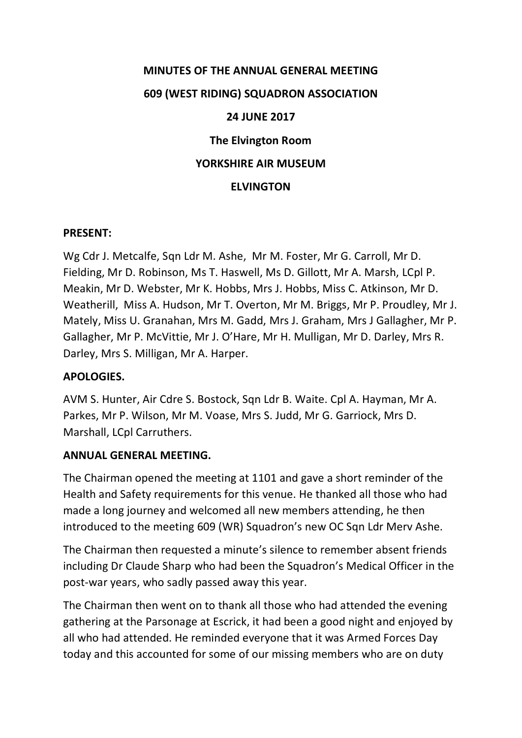**MINUTES OF THE ANNUAL GENERAL MEETING**

**609 (WEST RIDING) SQUADRON ASSOCIATION**

**24 JUNE 2017**

**The Elvington Room**

**YORKSHIRE AIR MUSEUM**

**ELVINGTON**

**PRESENT:**

Wg Cdr J. Metcalfe, Sqn Ldr M. Ashe, Mr M. Foster, Mr G. Carroll, Mr D. Fielding, Mr D. Robinson, Ms T. Haswell, Ms D. Gillott, Mr A. Marsh, LCpl P. Meakin, Mr D. Webster, Mr K. Hobbs, Mrs J. Hobbs, Miss C. Atkinson, Mr D. Weatherill, Miss A. Hudson, Mr T. Overton, Mr M. Briggs, Mr P. Proudley, Mr J. Mately, Miss U. Granahan, Mrs M. Gadd, Mrs J. Graham, Mrs J Gallagher, Mr P. Gallagher, Mr P. McVittie, Mr J. O'Hare, Mr H. Mulligan, Mr D. Darley, Mrs R. Darley, Mrs S. Milligan, Mr A. Harper.

**APOLOGIES.**

AVM S. Hunter, Air Cdre S. Bostock, Sqn Ldr B. Waite. Cpl A. Hayman, Mr A. Parkes, Mr P. Wilson, Mr M. Voase, Mrs S. Judd, Mr G. Garriock, Mrs D. Marshall, LCpl Carruthers.

**ANNUAL GENERAL MEETING.**

The Chairman opened the meeting at 1101 and gave a short reminder of the Health and Safety requirements for this venue. He thanked all those who had made a long journey and welcomed all new members attending, he then introduced to the meeting 609 (WR) Squadron's new OC Sqn Ldr Merv Ashe.

The Chairman then requested a minute's silence to remember absent friends including Dr Claude Sharp who had been the Squadron's Medical Officer in the post-war years, who sadly passed away this year.

The Chairman then went on to thank all those who had attended the evening gathering at the Parsonage at Escrick, it had been a good night and enjoyed by all who had attended. He reminded everyone that it was Armed Forces Day today and this accounted for some of our missing members who are on duty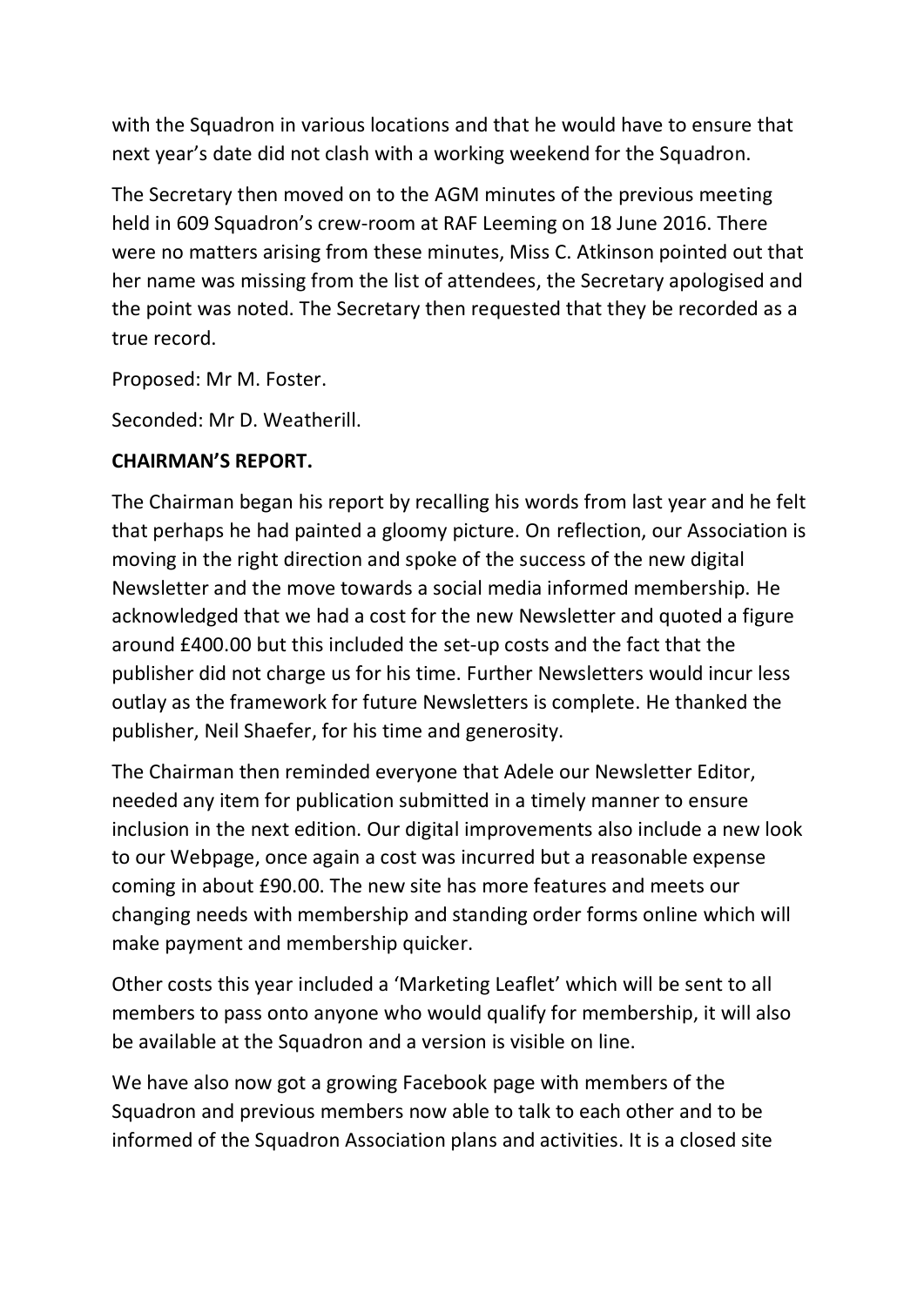with the Squadron in various locations and that he would have to ensure that next year's date did not clash with a working weekend for the Squadron.

The Secretary then moved on to the AGM minutes of the previous meeting held in 609 Squadron's crew-room at RAF Leeming on 18 June 2016. There were no matters arising from these minutes, Miss C. Atkinson pointed out that her name was missing from the list of attendees, the Secretary apologised and the point was noted. The Secretary then requested that they be recorded as a true record.

Proposed: Mr M. Foster.

Seconded: Mr D. Weatherill.

**CHAIRMAN'S REPORT.**

The Chairman began his report by recalling his words from last year and he felt that perhaps he had painted a gloomy picture. On reflection, our Association is moving in the right direction and spoke of the success of the new digital Newsletter and the move towards a social media informed membership. He acknowledged that we had a cost for the new Newsletter and quoted a figure around £400.00 but this included the set-up costs and the fact that the publisher did not charge us for his time. Further Newsletters would incur less outlay as the framework for future Newsletters is complete. He thanked the publisher, Neil Shaefer, for his time and generosity.

The Chairman then reminded everyone that Adele our Newsletter Editor, needed any item for publication submitted in a timely manner to ensure inclusion in the next edition. Our digital improvements also include a new look to our Webpage, once again a cost was incurred but a reasonable expense coming in about £90.00. The new site has more features and meets our changing needs with membership and standing order forms online which will make payment and membership quicker.

Other costs this year included a 'Marketing Leaflet' which will be sent to all members to pass onto anyone who would qualify for membership, it will also be available at the Squadron and a version is visible on line.

We have also now got a growing Facebook page with members of the Squadron and previous members now able to talk to each other and to be informed of the Squadron Association plans and activities. It is a closed site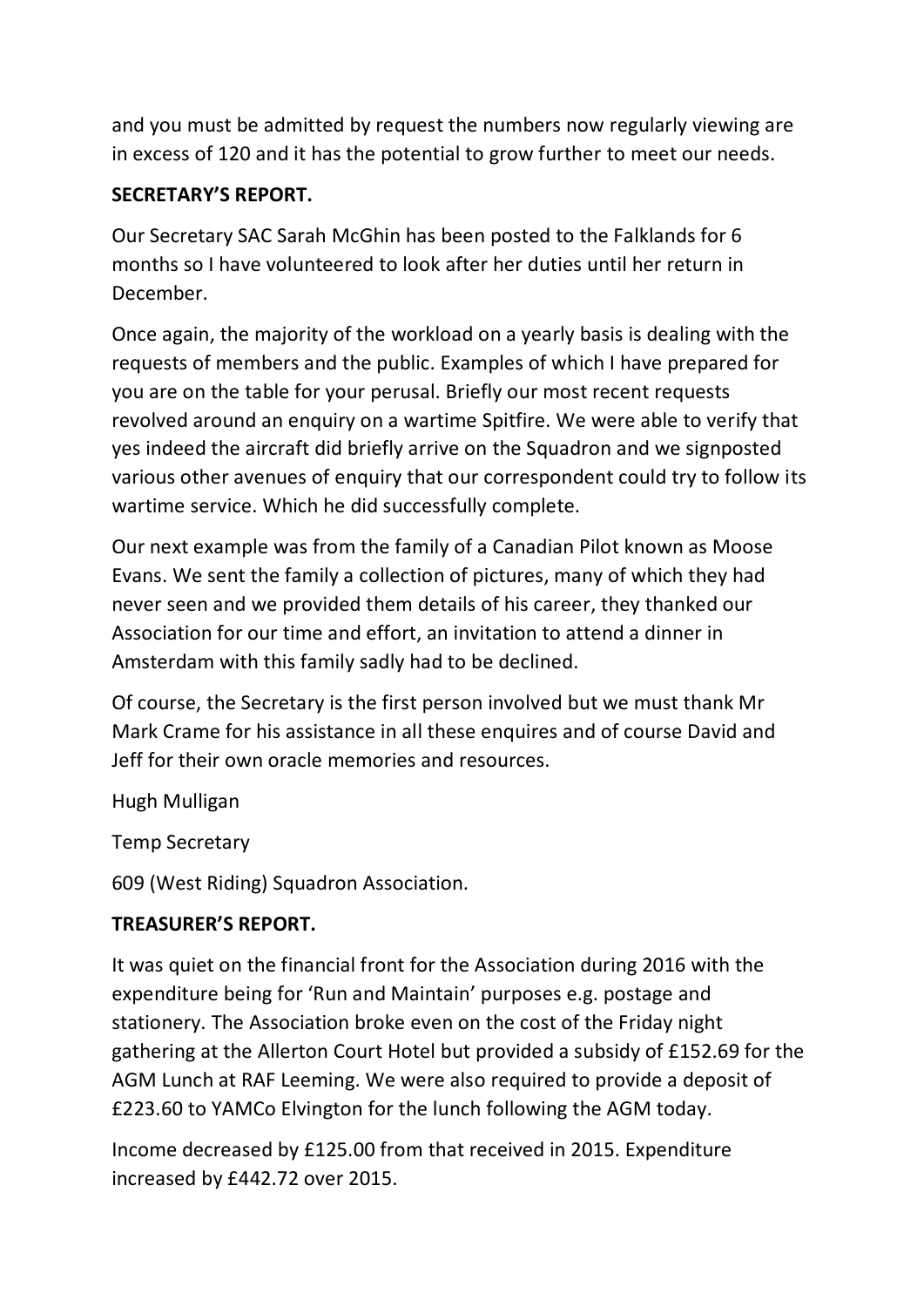and you must be admitted by request the numbers now regularly viewing are in excess of 120 and it has the potential to grow further to meet our needs.

**SECRETARY'S REPORT.**

Our Secretary SAC Sarah McGhin has been posted to the Falklands for 6 months so I have volunteered to look after her duties until her return in December.

Once again, the majority of the workload on a yearly basis is dealing with the requests of members and the public. Examples of which I have prepared for you are on the table for your perusal. Briefly our most recent requests revolved around an enquiry on a wartime Spitfire. We were able to verify that yes indeed the aircraft did briefly arrive on the Squadron and we signposted various other avenues of enquiry that our correspondent could try to follow its wartime service. Which he did successfully complete.

Our next example was from the family of a Canadian Pilot known as Moose Evans. We sent the family a collection of pictures, many of which they had never seen and we provided them details of his career, they thanked our Association for our time and effort, an invitation to attend a dinner in Amsterdam with this family sadly had to be declined.

Of course, the Secretary is the first person involved but we must thank Mr Mark Crame for his assistance in all these enquires and of course David and Jeff for their own oracle memories and resources.

Hugh Mulligan

Temp Secretary

609 (West Riding) Squadron Association.

**TREASURER'S REPORT.**

It was quiet on the financial front for the Association during 2016 with the expenditure being for 'Run and Maintain' purposes e.g. postage and stationery. The Association broke even on the cost of the Friday night gathering at the Allerton Court Hotel but provided a subsidy of £152.69 for the AGM Lunch at RAF Leeming. We were also required to provide a deposit of £223.60 to YAMCo Elvington for the lunch following the AGM today.

Income decreased by £125.00 from that received in 2015. Expenditure increased by £442.72 over 2015.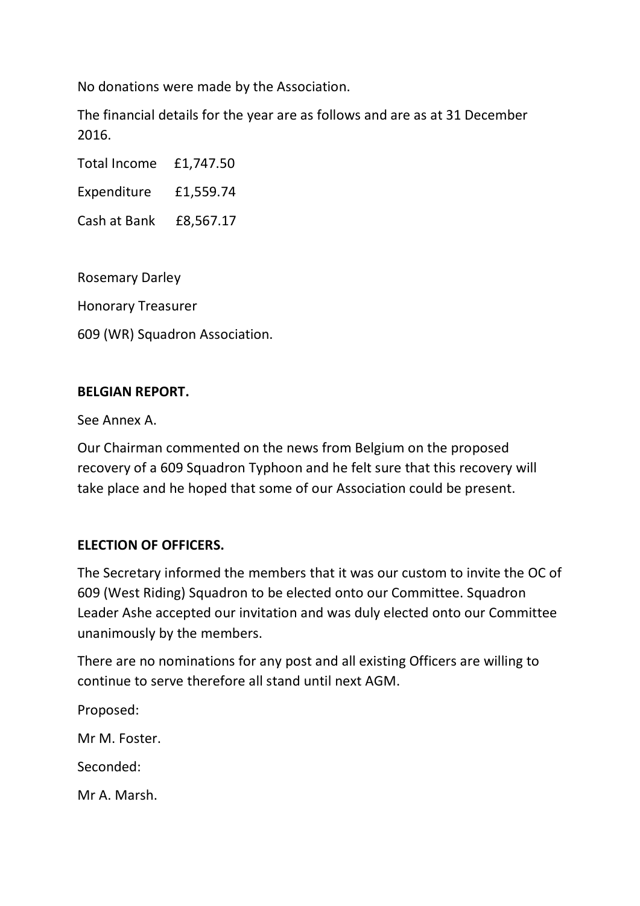No donations were made by the Association.

The financial details for the year are as follows and are as at 31 December 2016.

Total Income £1,747.50

Expenditure £1,559.74

Cash at Bank £8,567.17

Rosemary Darley

Honorary Treasurer

609 (WR) Squadron Association.

**BELGIAN REPORT.**

See Annex A.

Our Chairman commented on the news from Belgium on the proposed recovery of a 609 Squadron Typhoon and he felt sure that this recovery will take place and he hoped that some of our Association could be present.

**ELECTION OF OFFICERS.**

The Secretary informed the members that it was our custom to invite the OC of 609 (West Riding) Squadron to be elected onto our Committee. Squadron Leader Ashe accepted our invitation and was duly elected onto our Committee unanimously by the members.

There are no nominations for any post and all existing Officers are willing to continue to serve therefore all stand until next AGM.

Proposed:

Mr M. Foster.

Seconded:

Mr A. Marsh.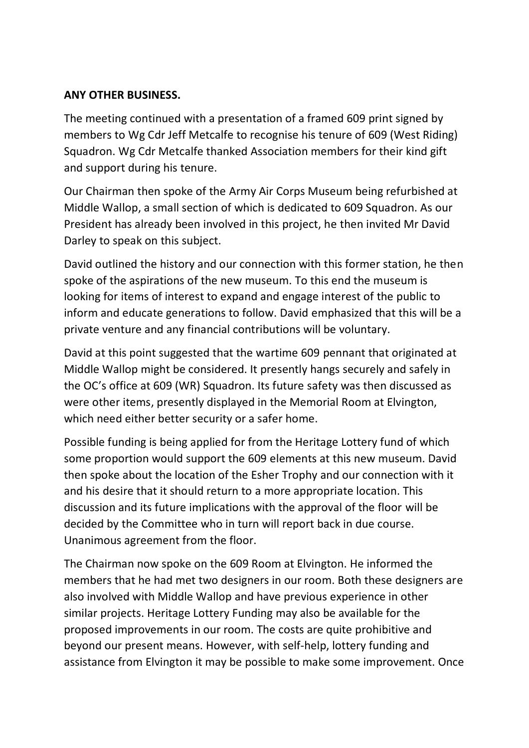**ANY OTHER BUSINESS.**

The meeting continued with a presentation of a framed 609 print signed by members to Wg Cdr Jeff Metcalfe to recognise his tenure of 609 (West Riding) Squadron. Wg Cdr Metcalfe thanked Association members for their kind gift and support during his tenure.

Our Chairman then spoke of the Army Air Corps Museum being refurbished at Middle Wallop, a small section of which is dedicated to 609 Squadron. As our President has already been involved in this project, he then invited Mr David Darley to speak on this subject.

David outlined the history and our connection with this former station, he then spoke of the aspirations of the new museum. To this end the museum is looking for items of interest to expand and engage interest of the public to inform and educate generations to follow. David emphasized that this will be a private venture and any financial contributions will be voluntary.

David at this point suggested that the wartime 609 pennant that originated at Middle Wallop might be considered. It presently hangs securely and safely in the OC's office at 609 (WR) Squadron. Its future safety was then discussed as were other items, presently displayed in the Memorial Room at Elvington, which need either better security or a safer home.

Possible funding is being applied for from the Heritage Lottery fund of which some proportion would support the 609 elements at this new museum. David then spoke about the location of the Esher Trophy and our connection with it and his desire that it should return to a more appropriate location. This discussion and its future implications with the approval of the floor will be decided by the Committee who in turn will report back in due course. Unanimous agreement from the floor.

The Chairman now spoke on the 609 Room at Elvington. He informed the members that he had met two designers in our room. Both these designers are also involved with Middle Wallop and have previous experience in other similar projects. Heritage Lottery Funding may also be available for the proposed improvements in our room. The costs are quite prohibitive and beyond our present means. However, with self-help, lottery funding and assistance from Elvington it may be possible to make some improvement. Once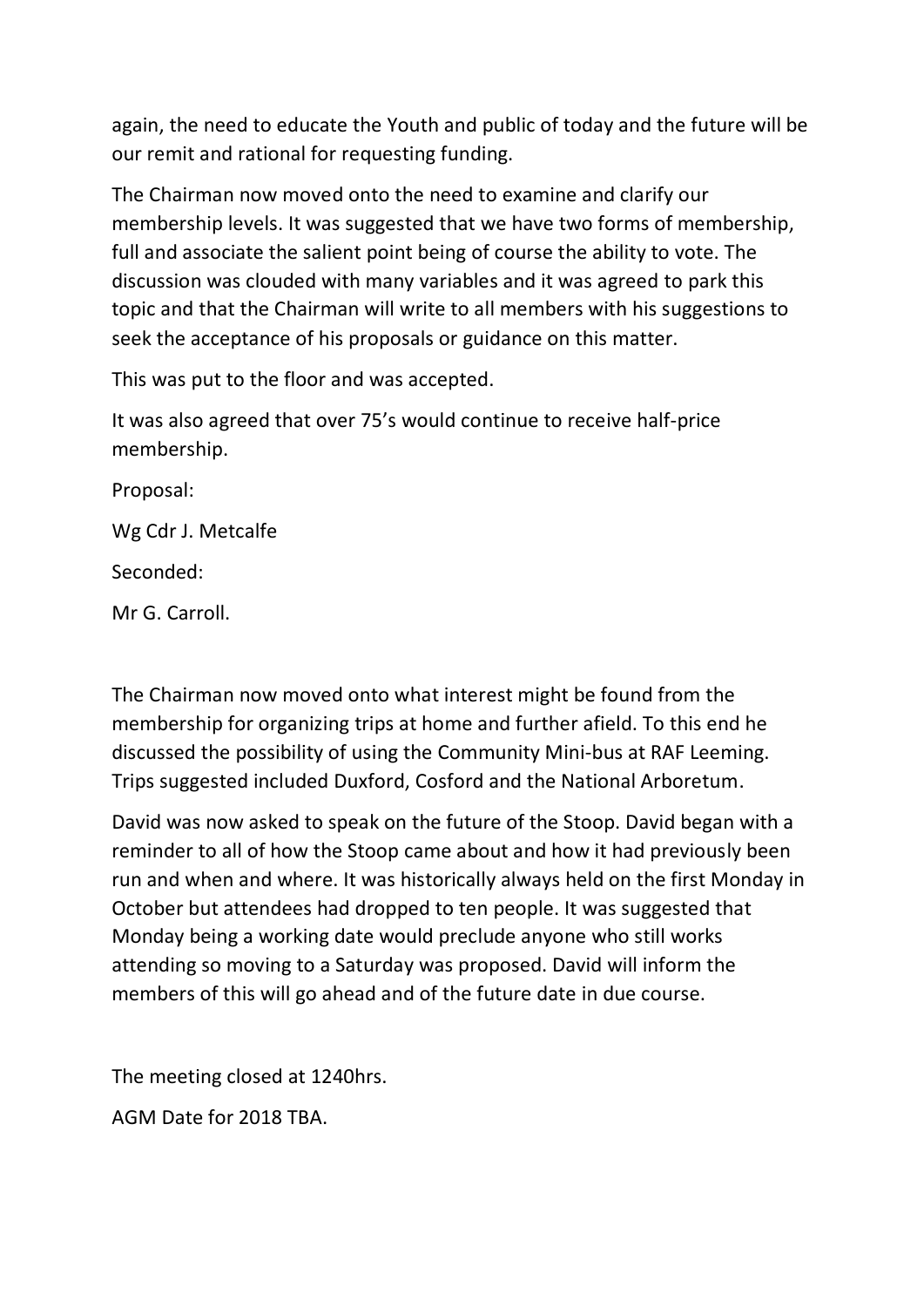again, the need to educate the Youth and public of today and the future will be our remit and rational for requesting funding.

The Chairman now moved onto the need to examine and clarify our membership levels. It was suggested that we have two forms of membership, full and associate the salient point being of course the ability to vote. The discussion was clouded with many variables and it was agreed to park this topic and that the Chairman will write to all members with his suggestions to seek the acceptance of his proposals or guidance on this matter.

This was put to the floor and was accepted.

It was also agreed that over 75's would continue to receive half-price membership.

Proposal:

Wg Cdr J. Metcalfe

Seconded:

Mr G. Carroll.

The Chairman now moved onto what interest might be found from the membership for organizing trips at home and further afield. To this end he discussed the possibility of using the Community Mini-bus at RAF Leeming. Trips suggested included Duxford, Cosford and the National Arboretum.

David was now asked to speak on the future of the Stoop. David began with a reminder to all of how the Stoop came about and how it had previously been run and when and where. It was historically always held on the first Monday in October but attendees had dropped to ten people. It was suggested that Monday being a working date would preclude anyone who still works attending so moving to a Saturday was proposed. David will inform the members of this will go ahead and of the future date in due course.

The meeting closed at 1240hrs.

AGM Date for 2018 TBA.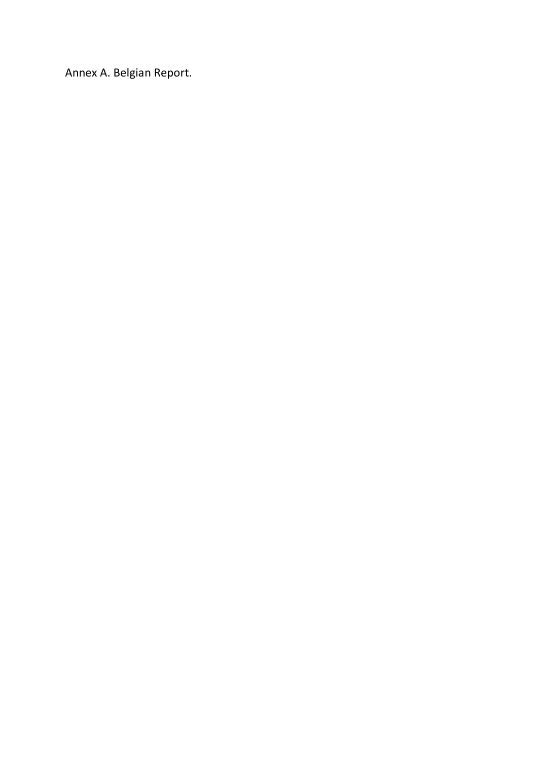Annex A. Belgian Report.